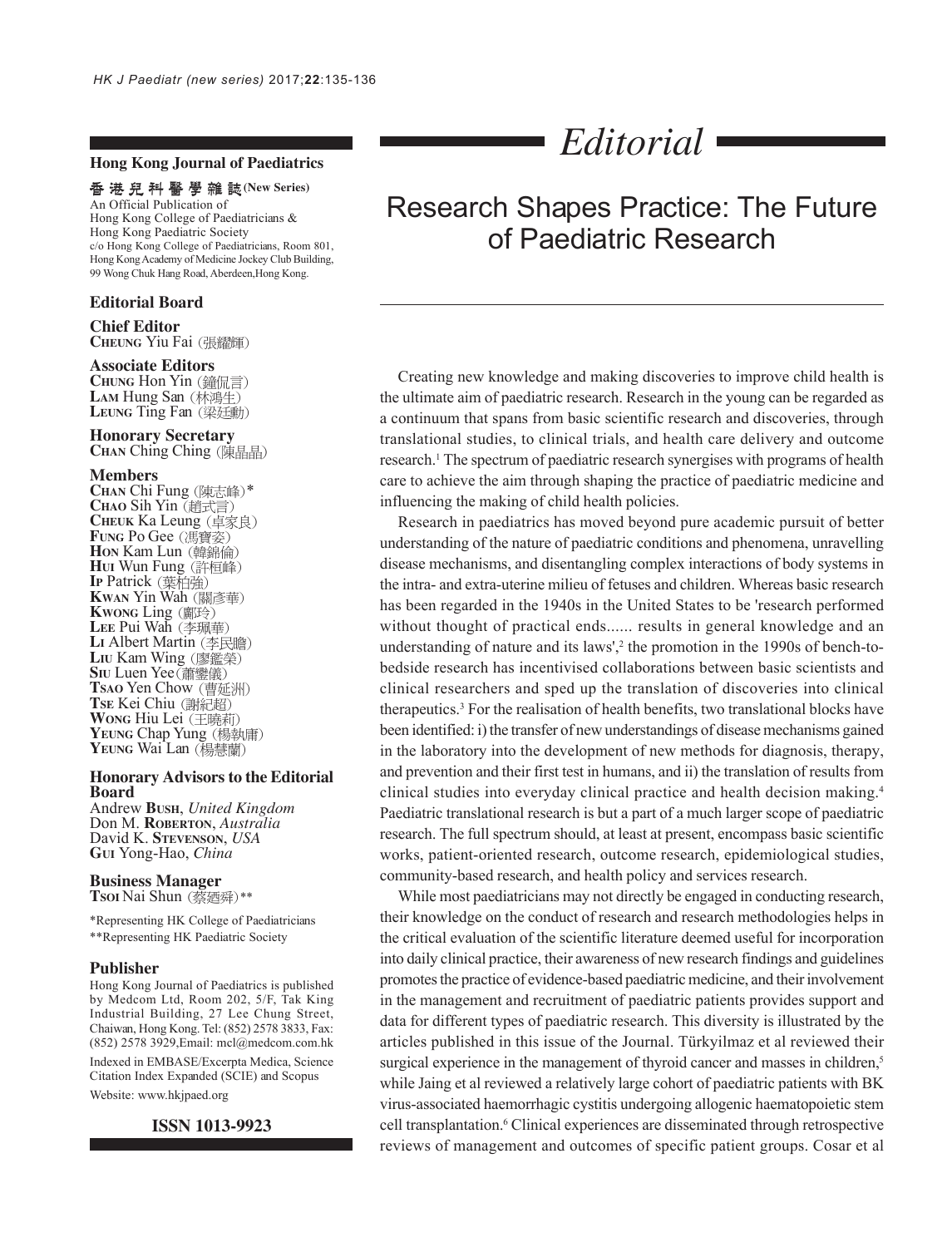# Editorial

## Research Shapes Practice: The Future of Paediatric Research

**Hong Kong Journal of Paediatrics**

**香港兒科醫學雜誌 (New Series)**

An Official Publication of Hong Kong College of Paediatricians & Hong Kong Paediatric Society

c/o Hong Kong College of Paediatricians, Room 801, Hong Kong Academy of Medicine Jockey Club Building, 99 Wong Chuk Hang Road, Aberdeen, Hong Kong.

### Editorial Board

**Chief Editor**
**CHEUNG** Yiu Fai (張耀輝)

**Associate Editors**
**CHUNG** Hon Yin (鍾侃言)
**LAM** Hung San (林鴻生)
**LEUNG** Ting Fan (梁廷勳)

**Honorary Secretary**
**CHAN** Ching Ching (陳晶晶)

**Members**
**CHAN** Chi Fung (陳志峰)*
**CHAO** Sih Yin (趙式言)
**CHEUK** Ka Leung (卓家良)
**FUNG** Po Gee (馮寶姿)
**HON** Kam Lun (韓錦倫)
**HUI** Wun Fung (許桓峰)
**IP** Patrick (葉柏強)
**KWAN** Yin Wah (關彥華)
**KWONG** Ling (鄺玲)
**LEE** Pui Wah (李珮華)
**LI** Albert Martin (李民瞻)
**LIU** Kam Wing (廖鑑榮)
**SIU** Luen Yee (蕭鑾儀)
**TSAO** Yen Chow (曹延洲)
**TSE** Kei Chiu (謝紀超)
**WONG** Hiu Lei (王曉莉)
**YEUNG** Chap Yung (楊執庸)
**YEUNG** Wai Lan (楊慧蘭)

**Honorary Advisors to the Editorial Board**
Andrew **BUSH**, *United Kingdom*
Don M. **ROBERTON**, *Australia*
David K. **STEVENSON**, *USA*
**GUI** Yong-Hao, *China*

**Business Manager**
**TSOI** Nai Shun (蔡廼舜)**

*Representing HK College of Paediatricians
**Representing HK Paediatric Society

**Publisher**
Hong Kong Journal of Paediatrics is published by Medcom Ltd, Room 202, 5/F, Tak King Industrial Building, 27 Lee Chung Street, Chaiwan, Hong Kong. Tel: (852) 2578 3833, Fax: (852) 2578 3929, Email: mcl@medcom.com.hk

Indexed in EMBASE/Excerpta Medica, Science Citation Index Expanded (SCIE) and Scopus

Website: www.hkjpaed.org

**ISSN 1013-9923**

Creating new knowledge and making discoveries to improve child health is the ultimate aim of paediatric research. Research in the young can be regarded as a continuum that spans from basic scientific research and discoveries, through translational studies, to clinical trials, and health care delivery and outcome research.[1] The spectrum of paediatric research synergises with programs of health care to achieve the aim through shaping the practice of paediatric medicine and influencing the making of child health policies.

Research in paediatrics has moved beyond pure academic pursuit of better understanding of the nature of paediatric conditions and phenomena, unravelling disease mechanisms, and disentangling complex interactions of body systems in the intra- and extra-uterine milieu of fetuses and children. Whereas basic research has been regarded in the 1940s in the United States to be 'research performed without thought of practical ends...... results in general knowledge and an understanding of nature and its laws',[2] the promotion in the 1990s of bench-to-bedside research has incentivised collaborations between basic scientists and clinical researchers and sped up the translation of discoveries into clinical therapeutics.[3] For the realisation of health benefits, two translational blocks have been identified: i) the transfer of new understandings of disease mechanisms gained in the laboratory into the development of new methods for diagnosis, therapy, and prevention and their first test in humans, and ii) the translation of results from clinical studies into everyday clinical practice and health decision making.[4] Paediatric translational research is but a part of a much larger scope of paediatric research. The full spectrum should, at least at present, encompass basic scientific works, patient-oriented research, outcome research, epidemiological studies, community-based research, and health policy and services research.

While most paediatricians may not directly be engaged in conducting research, their knowledge on the conduct of research and research methodologies helps in the critical evaluation of the scientific literature deemed useful for incorporation into daily clinical practice, their awareness of new research findings and guidelines promotes the practice of evidence-based paediatric medicine, and their involvement in the management and recruitment of paediatric patients provides support and data for different types of paediatric research. This diversity is illustrated by the articles published in this issue of the Journal. Türkyilmaz et al reviewed their surgical experience in the management of thyroid cancer and masses in children,[5] while Jaing et al reviewed a relatively large cohort of paediatric patients with BK virus-associated haemorrhagic cystitis undergoing allogenic haematopoietic stem cell transplantation.[6] Clinical experiences are disseminated through retrospective reviews of management and outcomes of specific patient groups. Cosar et al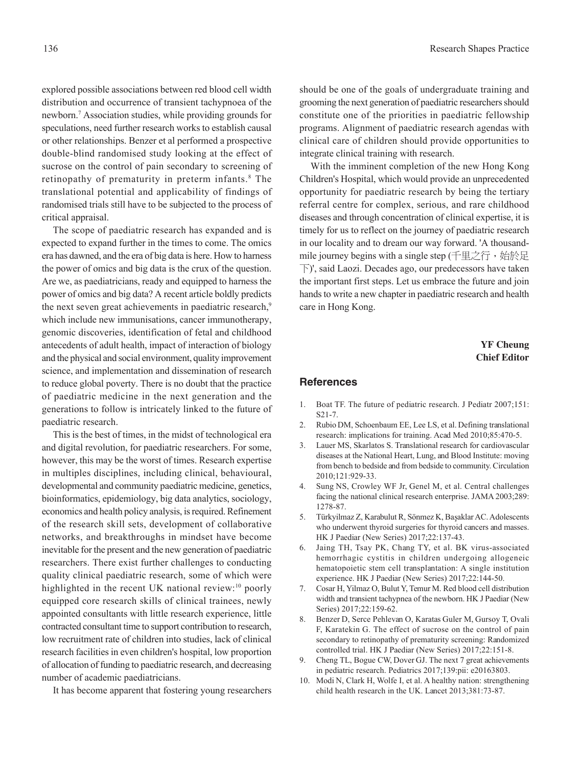explored possible associations between red blood cell width distribution and occurrence of transient tachypnoea of the newborn.[7] Association studies, while providing grounds for speculations, need further research works to establish causal or other relationships. Benzer et al performed a prospective double-blind randomised study looking at the effect of sucrose on the control of pain secondary to screening of retinopathy of prematurity in preterm infants.[8] The translational potential and applicability of findings of randomised trials still have to be subjected to the process of critical appraisal.

The scope of paediatric research has expanded and is expected to expand further in the times to come. The omics era has dawned, and the era of big data is here. How to harness the power of omics and big data is the crux of the question. Are we, as paediatricians, ready and equipped to harness the power of omics and big data? A recent article boldly predicts the next seven great achievements in paediatric research,[9] which include new immunisations, cancer immunotherapy, genomic discoveries, identification of fetal and childhood antecedents of adult health, impact of interaction of biology and the physical and social environment, quality improvement science, and implementation and dissemination of research to reduce global poverty. There is no doubt that the practice of paediatric medicine in the next generation and the generations to follow is intricately linked to the future of paediatric research.

This is the best of times, in the midst of technological era and digital revolution, for paediatric researchers. For some, however, this may be the worst of times. Research expertise in multiples disciplines, including clinical, behavioural, developmental and community paediatric medicine, genetics, bioinformatics, epidemiology, big data analytics, sociology, economics and health policy analysis, is required. Refinement of the research skill sets, development of collaborative networks, and breakthroughs in mindset have become inevitable for the present and the new generation of paediatric researchers. There exist further challenges to conducting quality clinical paediatric research, some of which were highlighted in the recent UK national review:[10] poorly equipped core research skills of clinical trainees, newly appointed consultants with little research experience, little contracted consultant time to support contribution to research, low recruitment rate of children into studies, lack of clinical research facilities in even children's hospital, low proportion of allocation of funding to paediatric research, and decreasing number of academic paediatricians.

It has become apparent that fostering young researchers should be one of the goals of undergraduate training and grooming the next generation of paediatric researchers should constitute one of the priorities in paediatric fellowship programs. Alignment of paediatric research agendas with clinical care of children should provide opportunities to integrate clinical training with research.

With the imminent completion of the new Hong Kong Children's Hospital, which would provide an unprecedented opportunity for paediatric research by being the tertiary referral centre for complex, serious, and rare childhood diseases and through concentration of clinical expertise, it is timely for us to reflect on the journey of paediatric research in our locality and to dream our way forward. 'A thousand-mile journey begins with a single step (千里之行，始於足下)', said Laozi. Decades ago, our predecessors have taken the important first steps. Let us embrace the future and join hands to write a new chapter in paediatric research and health care in Hong Kong.

**YF Cheung**
**Chief Editor**

## References

1. Boat TF. The future of pediatric research. J Pediatr 2007;151: S21-7.
2. Rubio DM, Schoenbaum EE, Lee LS, et al. Defining translational research: implications for training. Acad Med 2010;85:470-5.
3. Lauer MS, Skarlatos S. Translational research for cardiovascular diseases at the National Heart, Lung, and Blood Institute: moving from bench to bedside and from bedside to community. Circulation 2010;121:929-33.
4. Sung NS, Crowley WF Jr, Genel M, et al. Central challenges facing the national clinical research enterprise. JAMA 2003;289: 1278-87.
5. Türkyilmaz Z, Karabulut R, Sönmez K, Başaklar AC. Adolescents who underwent thyroid surgeries for thyroid cancers and masses. HK J Paediar (New Series) 2017;22:137-43.
6. Jaing TH, Tsay PK, Chang TY, et al. BK virus-associated hemorrhagic cystitis in children undergoing allogeneic hematopoietic stem cell transplantation: A single institution experience. HK J Paediar (New Series) 2017;22:144-50.
7. Cosar H, Yilmaz O, Bulut Y, Temur M. Red blood cell distribution width and transient tachypnea of the newborn. HK J Paediar (New Series) 2017;22:159-62.
8. Benzer D, Serce Pehlevan O, Karatas Guler M, Gursoy T, Ovali F, Karatekin G. The effect of sucrose on the control of pain secondary to retinopathy of prematurity screening: Randomized controlled trial. HK J Paediar (New Series) 2017;22:151-8.
9. Cheng TL, Bogue CW, Dover GJ. The next 7 great achievements in pediatric research. Pediatrics 2017;139:pii: e20163803.
10. Modi N, Clark H, Wolfe I, et al. A healthy nation: strengthening child health research in the UK. Lancet 2013;381:73-87.